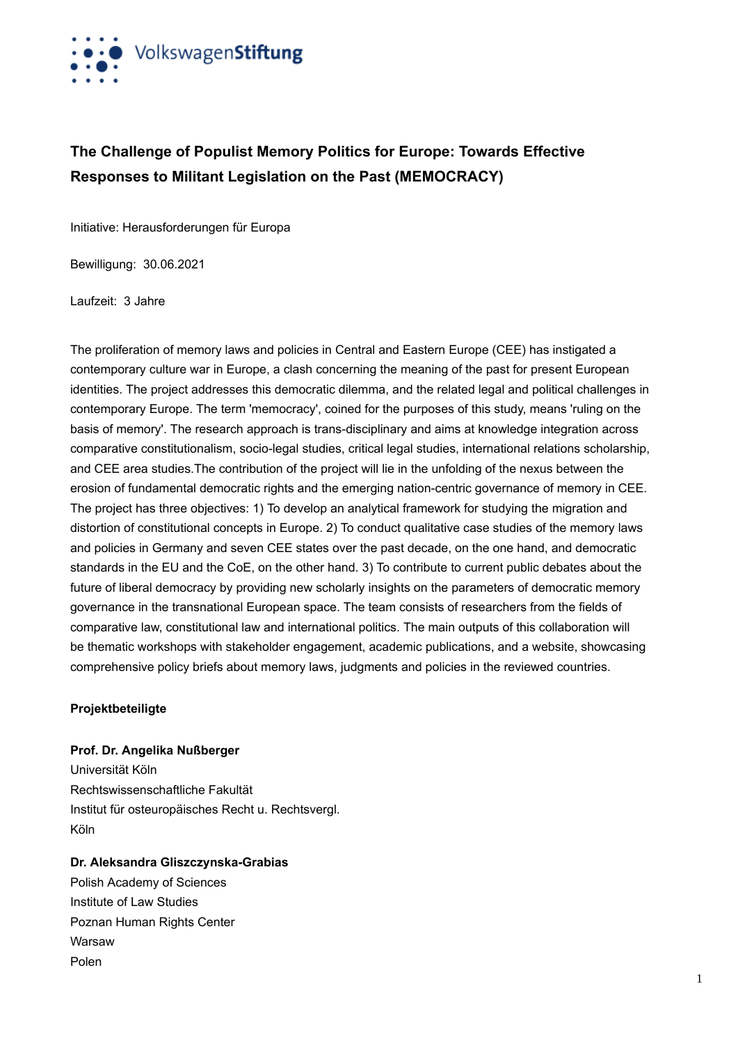VolkswagenStiftung

## The Challenge of Populist Memory Politics for Europe: Towards Effective Responses to Militant Legislation on the Past (MEMOCRACY)

Initiative: Herausforderungen für Europa

Bewilligung: 30.06.2021

Laufzeit: 3 Jahre

The proliferation of memory laws and policies in Central and Eastern Europe (CEE) has instigated a contemporary culture war in Europe, a clash concerning the meaning of the past for present European identities. The project addresses this democratic dilemma, and the related legal and political challenges in contemporary Europe. The term 'memocracy', coined for the purposes of this study, means 'ruling on the basis of memory'. The research approach is trans-disciplinary and aims at knowledge integration across comparative constitutionalism, socio-legal studies, critical legal studies, international relations scholarship, and CEE area studies.The contribution of the project will lie in the unfolding of the nexus between the erosion of fundamental democratic rights and the emerging nation-centric governance of memory in CEE. The project has three objectives: 1) To develop an analytical framework for studying the migration and distortion of constitutional concepts in Europe. 2) To conduct qualitative case studies of the memory laws and policies in Germany and seven CEE states over the past decade, on the one hand, and democratic standards in the EU and the CoE, on the other hand. 3) To contribute to current public debates about the future of liberal democracy by providing new scholarly insights on the parameters of democratic memory governance in the transnational European space. The team consists of researchers from the fields of comparative law, constitutional law and international politics. The main outputs of this collaboration will be thematic workshops with stakeholder engagement, academic publications, and a website, showcasing comprehensive policy briefs about memory laws, judgments and policies in the reviewed countries.

### Projektbeteiligte

**Prof. Dr. Angelika Nußberger**
Universität Köln
Rechtswissenschaftliche Fakultät
Institut für osteuropäisches Recht u. Rechtsvergl.
Köln

**Dr. Aleksandra Gliszczynska-Grabias**
Polish Academy of Sciences
Institute of Law Studies
Poznan Human Rights Center
Warsaw
Polen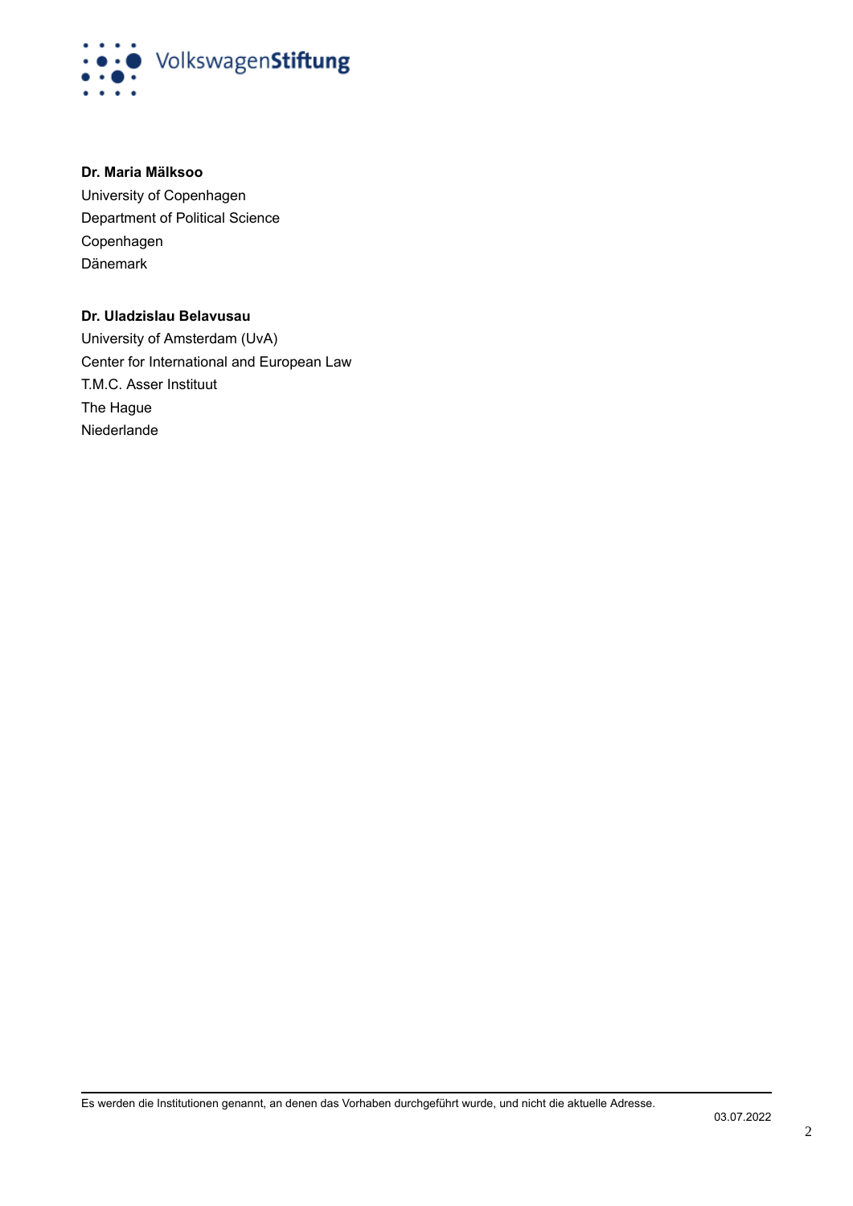**Dr. Maria Mälksoo**
University of Copenhagen
Department of Political Science
Copenhagen
Dänemark

**Dr. Uladzislau Belavusau**
University of Amsterdam (UvA)
Center for International and European Law
T.M.C. Asser Instituut
The Hague
Niederlande

Es werden die Institutionen genannt, an denen das Vorhaben durchgeführt wurde, und nicht die aktuelle Adresse.

03.07.2022